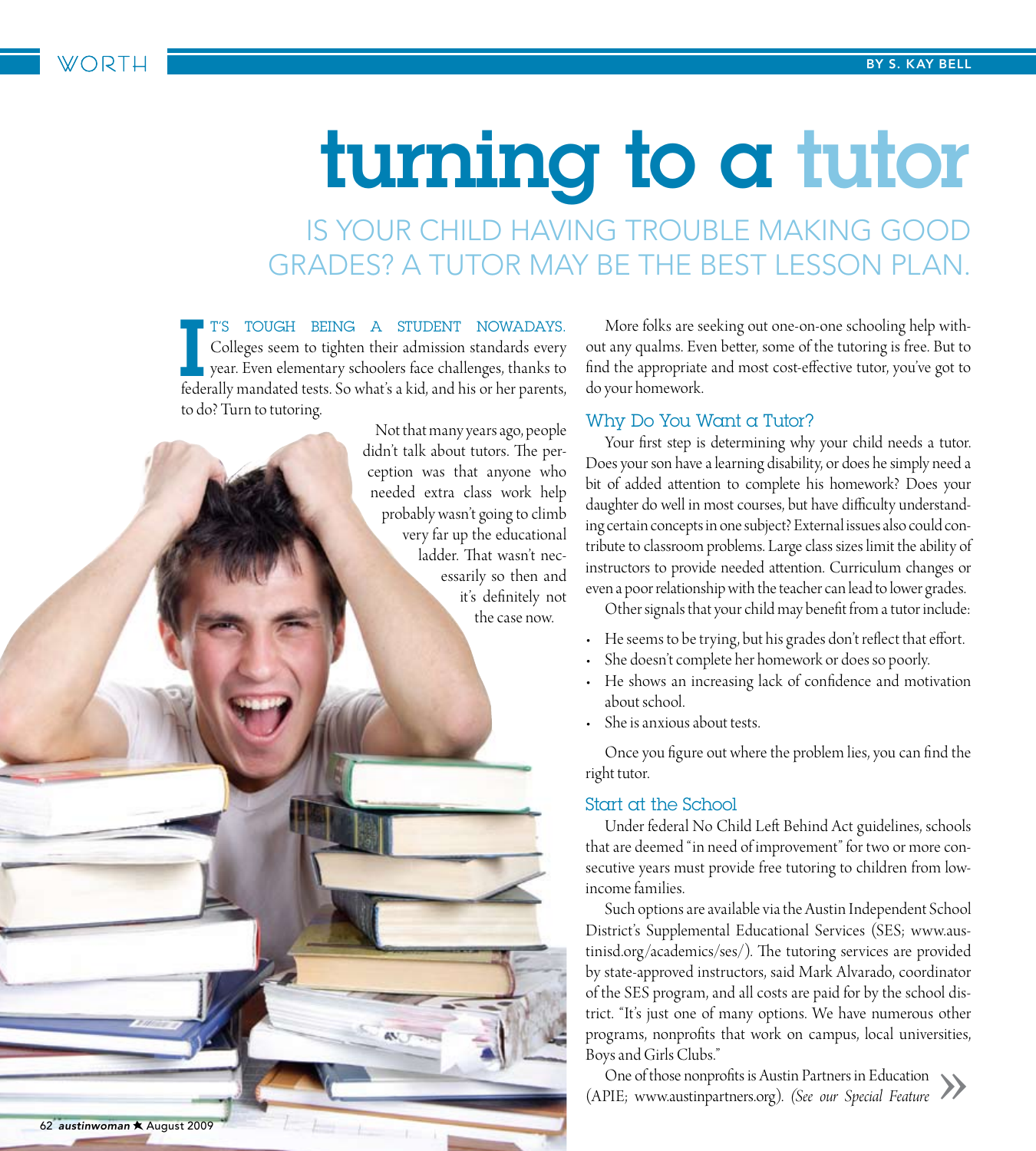# turning to a tutor

## IS YOUR CHILD HAVING TROUBLE MAKING GOOD GRADES? A TUTOR MAY BE THE BEST LESSON PLAN.

BY S. KAY BELL

IT'S TOUGH BEING A STUDENT NOWADAYS. Colleges seem to tighten their admission standards every year. Even elementary schoolers face challenges, thanks to federally mandated tests. So what's a kid, and his or her parents, to do? Turn to tutoring.

Not that many years ago, people didn't talk about tutors. The perception was that anyone who needed extra class work help probably wasn't going to climb very far up the educational ladder. That wasn't necessarily so then and it's definitely not the case now.

More folks are seeking out one-on-one schooling help without any qualms. Even better, some of the tutoring is free. But to find the appropriate and most cost-effective tutor, you've got to do your homework.

### Why Do You Want a Tutor?

Your first step is determining why your child needs a tutor. Does your son have a learning disability, or does he simply need a bit of added attention to complete his homework? Does your daughter do well in most courses, but have difficulty understanding certain concepts in one subject? External issues also could contribute to classroom problems. Large class sizes limit the ability of instructors to provide needed attention. Curriculum changes or even a poor relationship with the teacher can lead to lower grades.

Other signals that your child may benefit from a tutor include:

- He seems to be trying, but his grades don't reflect that effort.
- She doesn't complete her homework or does so poorly.
- He shows an increasing lack of confidence and motivation about school.
- She is anxious about tests.

Once you figure out where the problem lies, you can find the right tutor.

### Start at the School

Under federal No Child Left Behind Act guidelines, schools that are deemed "in need of improvement" for two or more consecutive years must provide free tutoring to children from low-income families.

Such options are available via the Austin Independent School District's Supplemental Educational Services (SES; www.austinisd.org/academics/ses/). The tutoring services are provided by state-approved instructors, said Mark Alvarado, coordinator of the SES program, and all costs are paid for by the school district. "It's just one of many options. We have numerous other programs, nonprofits that work on campus, local universities, Boys and Girls Clubs."

One of those nonprofits is Austin Partners in Education (APIE; www.austinpartners.org). *(See our Special Feature* »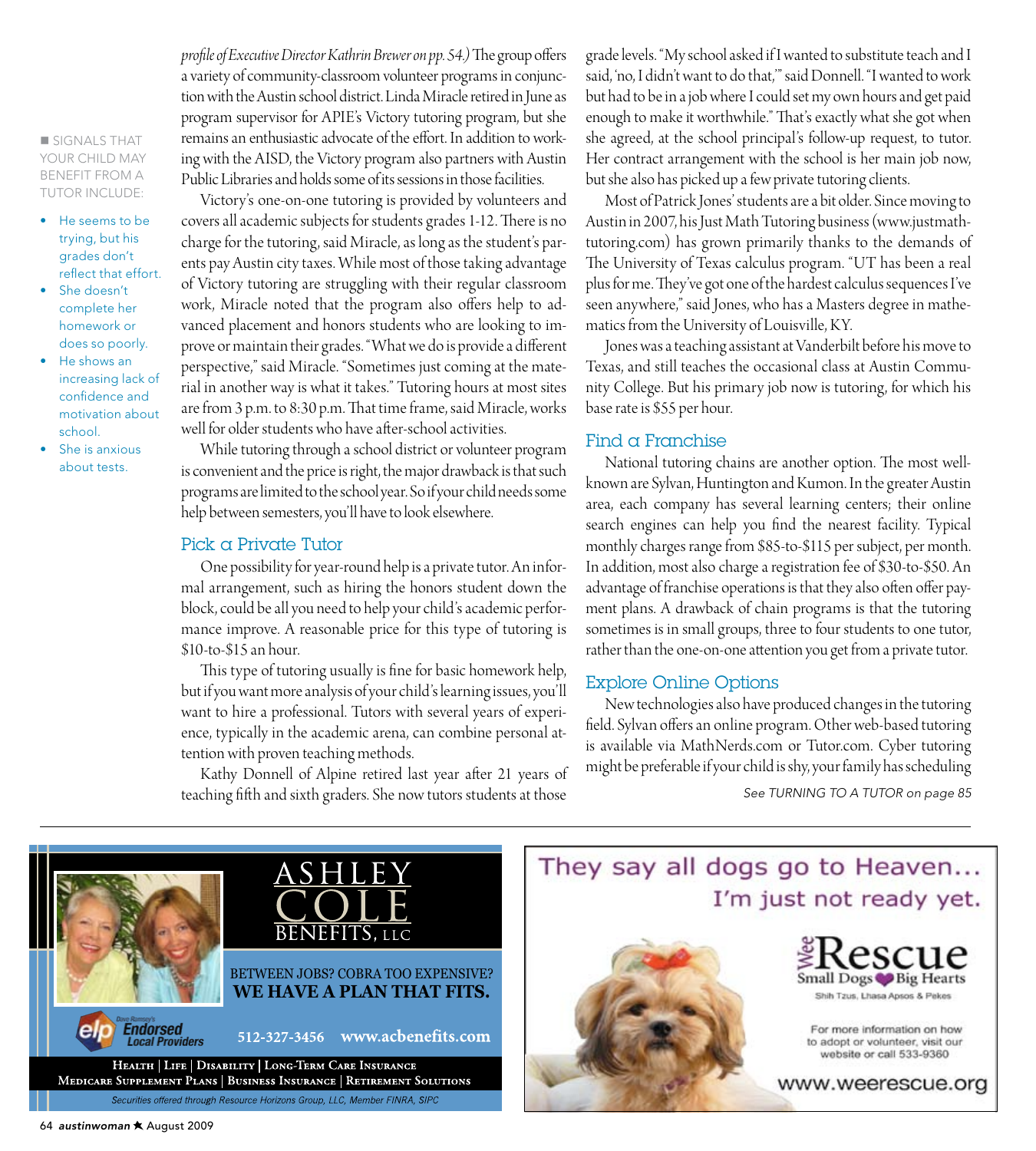*profile of Executive Director Kathrin Brewer on pp. 54.)* The group offers a variety of community-classroom volunteer programs in conjunction with the Austin school district. Linda Miracle retired in June as program supervisor for APIE's Victory tutoring program, but she remains an enthusiastic advocate of the effort. In addition to working with the AISD, the Victory program also partners with Austin Public Libraries and holds some of its sessions in those facilities.

Victory's one-on-one tutoring is provided by volunteers and covers all academic subjects for students grades 1-12. There is no charge for the tutoring, said Miracle, as long as the student's parents pay Austin city taxes. While most of those taking advantage of Victory tutoring are struggling with their regular classroom work, Miracle noted that the program also offers help to advanced placement and honors students who are looking to improve or maintain their grades. "What we do is provide a different perspective," said Miracle. "Sometimes just coming at the material in another way is what it takes." Tutoring hours at most sites are from 3 p.m. to 8:30 p.m. That time frame, said Miracle, works well for older students who have after-school activities.

While tutoring through a school district or volunteer program is convenient and the price is right, the major drawback is that such programs are limited to the school year. So if your child needs some help between semesters, you'll have to look elsewhere.

■ SIGNALS THAT YOUR CHILD MAY BENEFIT FROM A TUTOR INCLUDE:

- He seems to be trying, but his grades don't reflect that effort.
- She doesn't complete her homework or does so poorly.
- He shows an increasing lack of confidence and motivation about school.
- She is anxious about tests.

## Pick a Private Tutor

One possibility for year-round help is a private tutor. An informal arrangement, such as hiring the honors student down the block, could be all you need to help your child's academic performance improve. A reasonable price for this type of tutoring is $10-to-$15 an hour.

This type of tutoring usually is fine for basic homework help, but if you want more analysis of your child's learning issues, you'll want to hire a professional. Tutors with several years of experience, typically in the academic arena, can combine personal attention with proven teaching methods.

Kathy Donnell of Alpine retired last year after 21 years of teaching fifth and sixth graders. She now tutors students at those grade levels. "My school asked if I wanted to substitute teach and I said, 'no, I didn't want to do that,'" said Donnell. "I wanted to work but had to be in a job where I could set my own hours and get paid enough to make it worthwhile." That's exactly what she got when she agreed, at the school principal's follow-up request, to tutor. Her contract arrangement with the school is her main job now, but she also has picked up a few private tutoring clients.

Most of Patrick Jones' students are a bit older. Since moving to Austin in 2007, his Just Math Tutoring business (www.justmathtutoring.com) has grown primarily thanks to the demands of The University of Texas calculus program. "UT has been a real plus for me. They've got one of the hardest calculus sequences I've seen anywhere," said Jones, who has a Masters degree in mathematics from the University of Louisville, KY.

Jones was a teaching assistant at Vanderbilt before his move to Texas, and still teaches the occasional class at Austin Community College. But his primary job now is tutoring, for which his base rate is $55 per hour.

## Find a Franchise

National tutoring chains are another option. The most well-known are Sylvan, Huntington and Kumon. In the greater Austin area, each company has several learning centers; their online search engines can help you find the nearest facility. Typical monthly charges range from $85-to-$115 per subject, per month. In addition, most also charge a registration fee of $30-to-$50. An advantage of franchise operations is that they also often offer payment plans. A drawback of chain programs is that the tutoring sometimes is in small groups, three to four students to one tutor, rather than the one-on-one attention you get from a private tutor.

## Explore Online Options

New technologies also have produced changes in the tutoring field. Sylvan offers an online program. Other web-based tutoring is available via MathNerds.com or Tutor.com. Cyber tutoring might be preferable if your child is shy, your family has scheduling

*See TURNING TO A TUTOR on page 85*

---

ASHLEY COLE BENEFITS, LLC

BETWEEN JOBS? COBRA TOO EXPENSIVE? **WE HAVE A PLAN THAT FITS.**

Dave Ramsey's elp Endorsed Local Providers

512-327-3456 www.acbenefits.com

HEALTH | LIFE | DISABILITY | LONG-TERM CARE INSURANCE
MEDICARE SUPPLEMENT PLANS | BUSINESS INSURANCE | RETIREMENT SOLUTIONS

*Securities offered through Resource Horizons Group, LLC, Member FINRA, SIPC*

---

They say all dogs go to Heaven... I'm just not ready yet.

Wee Rescue — Small Dogs Big Hearts — Shih Tzus, Lhasa Apsos & Pekes

For more information on how to adopt or volunteer, visit our website or call 533-9360

www.weerescue.org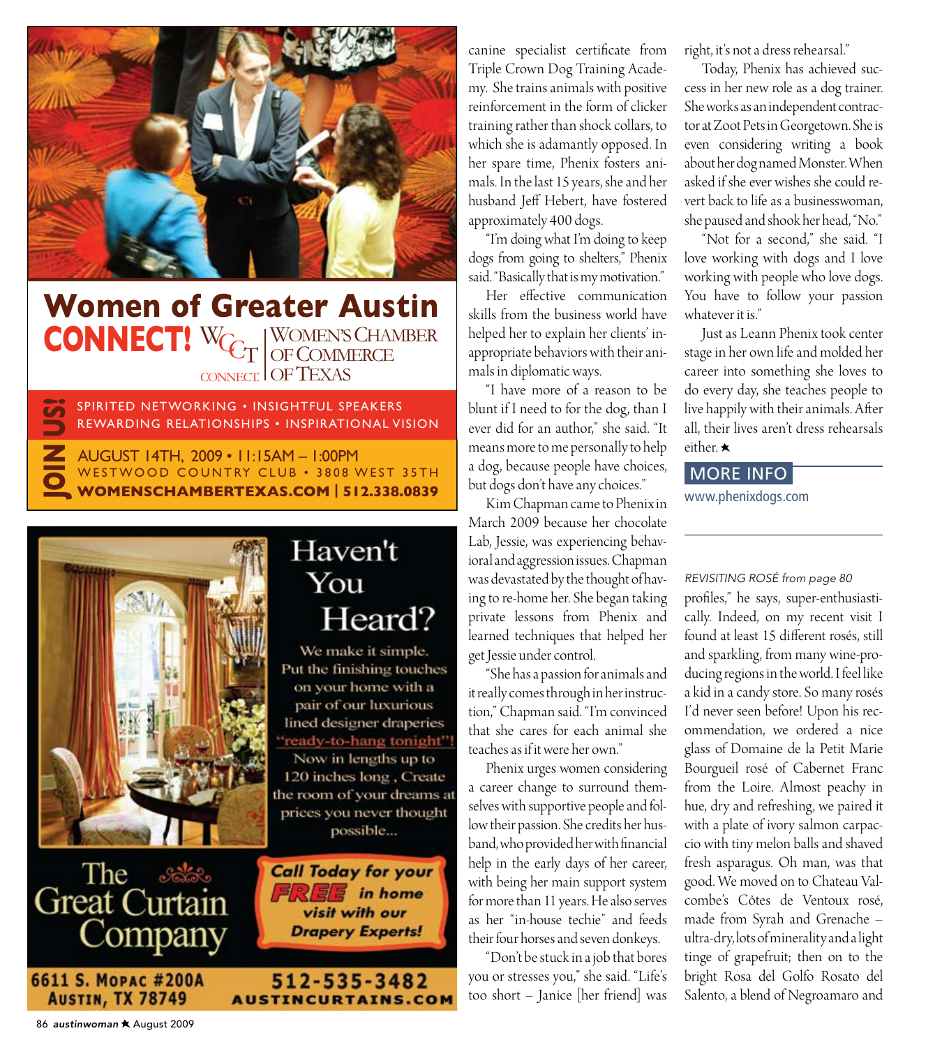## Women of Greater Austin CONNECT!

WCT CONNECT. | WOMEN'S CHAMBER OF COMMERCE OF TEXAS

JOIN US!

SPIRITED NETWORKING • INSIGHTFUL SPEAKERS
REWARDING RELATIONSHIPS • INSPIRATIONAL VISION

AUGUST 14TH, 2009 • 11:15AM – 1:00PM
WESTWOOD COUNTRY CLUB • 3808 WEST 35TH
**WOMENSCHAMBERTEXAS.COM | 512.338.0839**

## Haven't You Heard?

We make it simple. Put the finishing touches on your home with a pair of our luxurious lined designer draperies "ready-to-hang tonight"! Now in lengths up to 120 inches long, Create the room of your dreams at prices you never thought possible...

The Great Curtain Company

**Call Today for your FREE in home visit with our Drapery Experts!**

6611 S. MoPac #200A
Austin, TX 78749

512-535-3482
AUSTINCURTAINS.COM

canine specialist certificate from Triple Crown Dog Training Academy. She trains animals with positive reinforcement in the form of clicker training rather than shock collars, to which she is adamantly opposed. In her spare time, Phenix fosters animals. In the last 15 years, she and her husband Jeff Hebert, have fostered approximately 400 dogs.

"I'm doing what I'm doing to keep dogs from going to shelters," Phenix said. "Basically that is my motivation."

Her effective communication skills from the business world have helped her to explain her clients' inappropriate behaviors with their animals in diplomatic ways.

"I have more of a reason to be blunt if I need to for the dog, than I ever did for an author," she said. "It means more to me personally to help a dog, because people have choices, but dogs don't have any choices."

Kim Chapman came to Phenix in March 2009 because her chocolate Lab, Jessie, was experiencing behavioral and aggression issues. Chapman was devastated by the thought of having to re-home her. She began taking private lessons from Phenix and learned techniques that helped her get Jessie under control.

"She has a passion for animals and it really comes through in her instruction," Chapman said. "I'm convinced that she cares for each animal she teaches as if it were her own."

Phenix urges women considering a career change to surround themselves with supportive people and follow their passion. She credits her husband, who provided her with financial help in the early days of her career, with being her main support system for more than 11 years. He also serves as her "in-house techie" and feeds their four horses and seven donkeys.

"Don't be stuck in a job that bores you or stresses you," she said. "Life's too short – Janice [her friend] was right, it's not a dress rehearsal."

Today, Phenix has achieved success in her new role as a dog trainer. She works as an independent contractor at Zoot Pets in Georgetown. She is even considering writing a book about her dog named Monster. When asked if she ever wishes she could revert back to life as a businesswoman, she paused and shook her head, "No."

"Not for a second," she said. "I love working with dogs and I love working with people who love dogs. You have to follow your passion whatever it is."

Just as Leann Phenix took center stage in her own life and molded her career into something she loves to do every day, she teaches people to live happily with their animals. After all, their lives aren't dress rehearsals either. ★

**MORE INFO**
www.phenixdogs.com

*REVISITING ROSÉ from page 80*

profiles," he says, super-enthusiastically. Indeed, on my recent visit I found at least 15 different rosés, still and sparkling, from many wine-producing regions in the world. I feel like a kid in a candy store. So many rosés I'd never seen before! Upon his recommendation, we ordered a nice glass of Domaine de la Petit Marie Bourgueil rosé of Cabernet Franc from the Loire. Almost peachy in hue, dry and refreshing, we paired it with a plate of ivory salmon carpaccio with tiny melon balls and shaved fresh asparagus. Oh man, was that good. We moved on to Chateau Valcombe's Côtes de Ventoux rosé, made from Syrah and Grenache – ultra-dry, lots of minerality and a light tinge of grapefruit; then on to the bright Rosa del Golfo Rosato del Salento, a blend of Negroamaro and